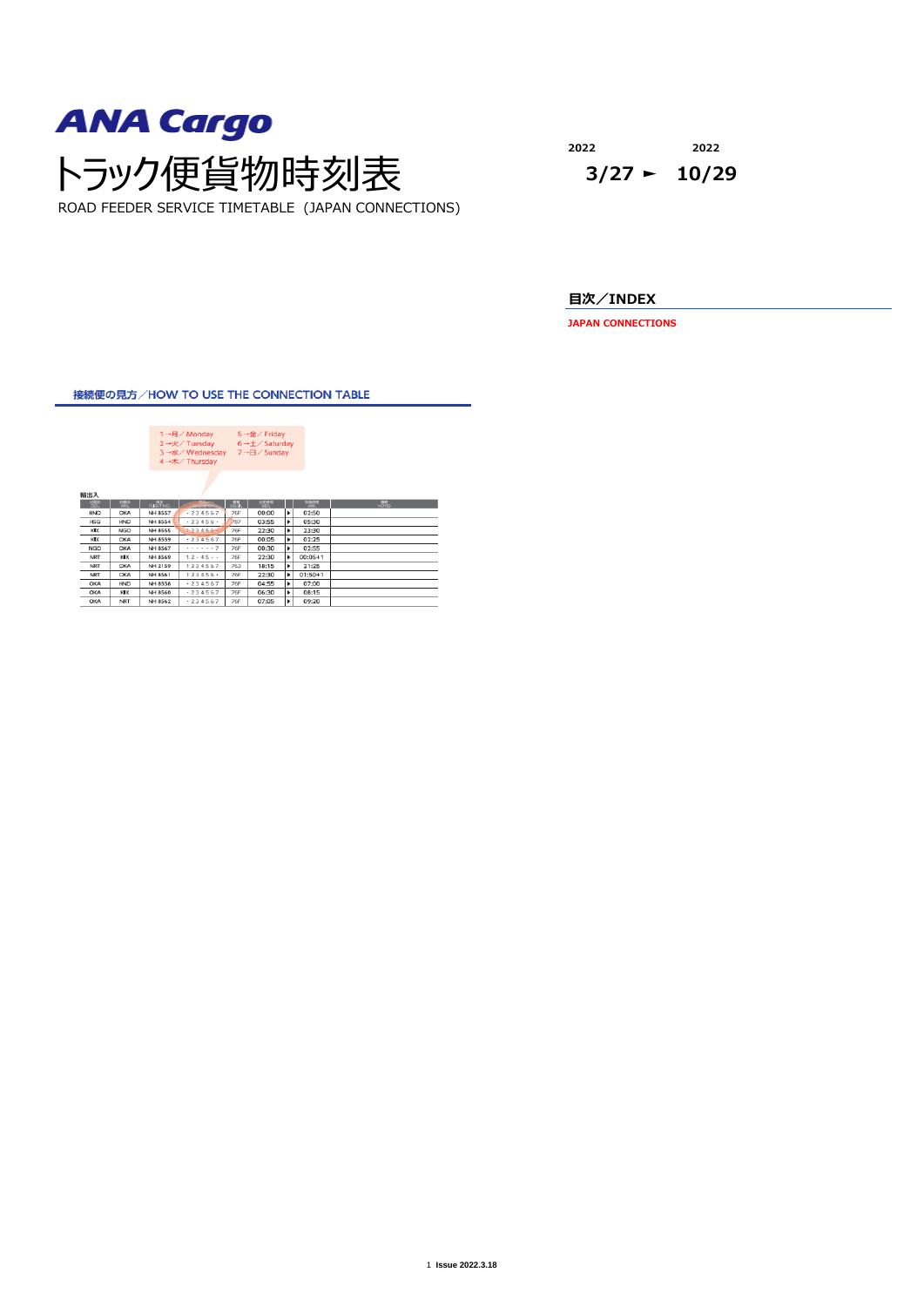# ANA Cargo

# トラック便貨物時刻表

ROAD FEEDER SERVICE TIMETABLE（JAPAN CONNECTIONS)

2022 3/27 ► 2022 10/29

## 目次／INDEX

**JAPAN CONNECTIONS**

## 接続便の見方／HOW TO USE THE CONNECTION TABLE

1→月／Monday
2→火／Tuesday
3→水／Wednesday
4→木／Thursday
5→金／Friday
6→土／Saturday
7→日／Sunday

輸出入

| 出発地 DEP. | 到着地 ARR. | 便名 FLIGHT NO. | 曜日 FREQUENCY | 機種 EQUIP. | 出発時刻 DEP. | | 到着時刻 ARR. | 備考 NOTES |
|---|---|---|---|---|---|---|---|---|
| HND | OKA | NH 8557 | ・234567 | 76F | 00:00 | ▶ | 02:50 | |
| HKG | HND | NH 8554 | ・23456・ | 767 | 03:55 | ▶ | 05:30 | |
| KIX | NGO | NH 8555 | 123456・ | 76F | 22:30 | ▶ | 23:30 | |
| KIX | OKA | NH 8559 | ・234567 | 76F | 00:05 | ▶ | 02:25 | |
| NGO | OKA | NH 8567 | ・・・・・・7 | 76F | 00:30 | ▶ | 02:55 | |
| NRT | KIX | NH 8569 | 12・45・・ | 76F | 22:30 | ▶ | 00:05+1 | |
| NRT | OKA | NH 2159 | 1234567 | 763 | 18:15 | ▶ | 21:25 | |
| NRT | OKA | NH 8561 | 123456・ | 76F | 22:30 | ▶ | 01:50+1 | |
| OKA | HND | NH 8556 | ・234567 | 76F | 04:55 | ▶ | 07:00 | |
| OKA | KIX | NH 8560 | ・234567 | 76F | 06:30 | ▶ | 08:15 | |
| OKA | NRT | NH 8562 | ・234567 | 76F | 07:05 | ▶ | 09:20 | |

Issue 2022.3.18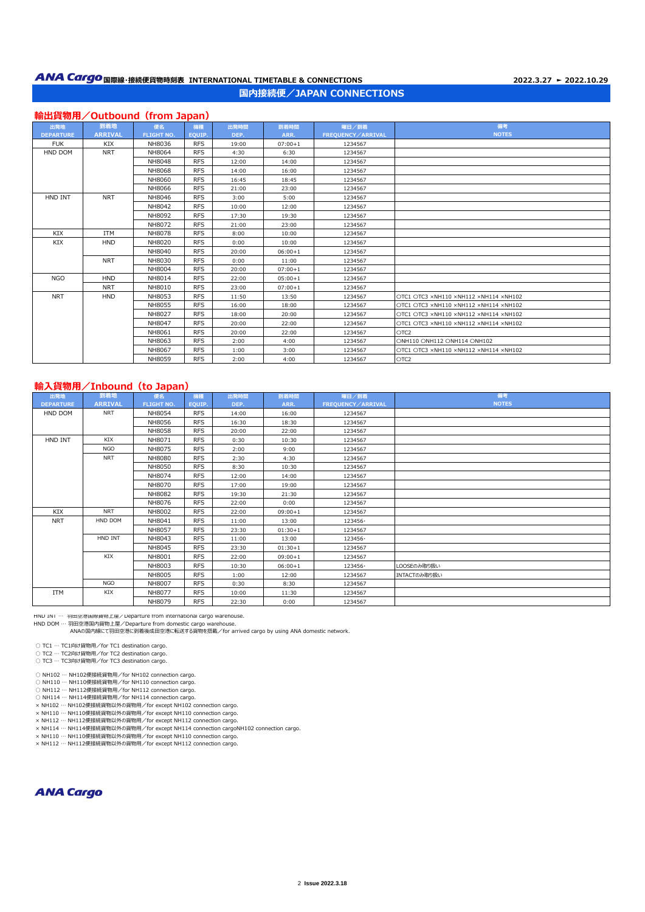# ANA Cargo 国際線・接続便貨物時刻表 INTERNATIONAL TIMETABLE & CONNECTIONS

2022.3.27 ► 2022.10.29

## 国内接続便／JAPAN CONNECTIONS

### 輸出貨物用／Outbound（from Japan）

| 出発地 DEPARTURE | 到着地 ARRIVAL | 便名 FLIGHT NO. | 機種 EQUIP. | 出発時間 DEP. | 到着時間 ARR. | 曜日／到着 FREQUENCY／ARRIVAL | 備考 NOTES |
|---|---|---|---|---|---|---|---|
| FUK | KIX | NH8036 | RFS | 19:00 | 07:00+1 | 1234567 | |
| HND DOM | NRT | NH8064 | RFS | 4:30 | 6:30 | 1234567 | |
| | | NH8048 | RFS | 12:00 | 14:00 | 1234567 | |
| | | NH8068 | RFS | 14:00 | 16:00 | 1234567 | |
| | | NH8060 | RFS | 16:45 | 18:45 | 1234567 | |
| | | NH8066 | RFS | 21:00 | 23:00 | 1234567 | |
| HND INT | NRT | NH8046 | RFS | 3:00 | 5:00 | 1234567 | |
| | | NH8042 | RFS | 10:00 | 12:00 | 1234567 | |
| | | NH8092 | RFS | 17:30 | 19:30 | 1234567 | |
| | | NH8072 | RFS | 21:00 | 23:00 | 1234567 | |
| KIX | ITM | NH8078 | RFS | 8:00 | 10:00 | 1234567 | |
| KIX | HND | NH8020 | RFS | 0:00 | 10:00 | 1234567 | |
| | | NH8040 | RFS | 20:00 | 06:00+1 | 1234567 | |
| | NRT | NH8030 | RFS | 0:00 | 11:00 | 1234567 | |
| | | NH8004 | RFS | 20:00 | 07:00+1 | 1234567 | |
| NGO | HND | NH8014 | RFS | 22:00 | 05:00+1 | 1234567 | |
| | NRT | NH8010 | RFS | 23:00 | 07:00+1 | 1234567 | |
| NRT | HND | NH8053 | RFS | 11:50 | 13:50 | 1234567 | ○TC1 ○TC3 ×NH110 ×NH112 ×NH114 ×NH102 |
| | | NH8055 | RFS | 16:00 | 18:00 | 1234567 | ○TC1 ○TC3 ×NH110 ×NH112 ×NH114 ×NH102 |
| | | NH8027 | RFS | 18:00 | 20:00 | 1234567 | ○TC1 ○TC3 ×NH110 ×NH112 ×NH114 ×NH102 |
| | | NH8047 | RFS | 20:00 | 22:00 | 1234567 | ○TC1 ○TC3 ×NH110 ×NH112 ×NH114 ×NH102 |
| | | NH8061 | RFS | 20:00 | 22:00 | 1234567 | ○TC2 |
| | | NH8063 | RFS | 2:00 | 4:00 | 1234567 | ○NH110 ○NH112 ○NH114 ○NH102 |
| | | NH8067 | RFS | 1:00 | 3:00 | 1234567 | ○TC1 ○TC3 ×NH110 ×NH112 ×NH114 ×NH102 |
| | | NH8059 | RFS | 2:00 | 4:00 | 1234567 | ○TC2 |

### 輸入貨物用／Inbound（to Japan）

| 出発地 DEPARTURE | 到着地 ARRIVAL | 便名 FLIGHT NO. | 機種 EQUIP. | 出発時間 DEP. | 到着時間 ARR. | 曜日／到着 FREQUENCY／ARRIVAL | 備考 NOTES |
|---|---|---|---|---|---|---|---|
| HND DOM | NRT | NH8054 | RFS | 14:00 | 16:00 | 1234567 | |
| | | NH8056 | RFS | 16:30 | 18:30 | 1234567 | |
| | | NH8058 | RFS | 20:00 | 22:00 | 1234567 | |
| HND INT | KIX | NH8071 | RFS | 0:30 | 10:30 | 1234567 | |
| | NGO | NH8075 | RFS | 2:00 | 9:00 | 1234567 | |
| | NRT | NH8080 | RFS | 2:30 | 4:30 | 1234567 | |
| | | NH8050 | RFS | 8:30 | 10:30 | 1234567 | |
| | | NH8074 | RFS | 12:00 | 14:00 | 1234567 | |
| | | NH8070 | RFS | 17:00 | 19:00 | 1234567 | |
| | | NH8082 | RFS | 19:30 | 21:30 | 1234567 | |
| | | NH8076 | RFS | 22:00 | 0:00 | 1234567 | |
| KIX | NRT | NH8002 | RFS | 22:00 | 09:00+1 | 1234567 | |
| NRT | HND DOM | NH8041 | RFS | 11:00 | 13:00 | 123456· | |
| | | NH8057 | RFS | 23:30 | 01:30+1 | 1234567 | |
| | HND INT | NH8043 | RFS | 11:00 | 13:00 | 123456· | |
| | | NH8045 | RFS | 23:30 | 01:30+1 | 1234567 | |
| | KIX | NH8001 | RFS | 22:00 | 09:00+1 | 1234567 | |
| | | NH8003 | RFS | 10:30 | 06:00+1 | 123456· | LOOSEのみ取り扱い |
| | | NH8005 | RFS | 1:00 | 12:00 | 1234567 | INTACTのみ取り扱い |
| | NGO | NH8007 | RFS | 0:30 | 8:30 | 1234567 | |
| ITM | KIX | NH8077 | RFS | 10:00 | 11:30 | 1234567 | |
| | | NH8079 | RFS | 22:30 | 0:00 | 1234567 | |

HND INT ··· 羽田空港国際貨物上屋／Departure from international cargo warehouse.
HND DOM ··· 羽田空港国内貨物上屋／Departure from domestic cargo warehouse.
ANAの国内線にて羽田空港に到着後成田空港に転送する貨物を搭載／for arrived cargo by using ANA domestic network.

○ TC1 ··· TC1向け貨物用／for TC1 destination cargo.
○ TC2 ··· TC2向け貨物用／for TC2 destination cargo.
○ TC3 ··· TC3向け貨物用／for TC3 destination cargo.

○ NH102 ··· NH102便接続貨物用／for NH102 connection cargo.
○ NH110 ··· NH110便接続貨物用／for NH110 connection cargo.
○ NH112 ··· NH112便接続貨物用／for NH112 connection cargo.
○ NH114 ··· NH114便接続貨物用／for NH114 connection cargo.
× NH102 ··· NH102便接続貨物以外の貨物用／for except NH102 connection cargo.
× NH110 ··· NH110便接続貨物以外の貨物用／for except NH110 connection cargo.
× NH112 ··· NH112便接続貨物以外の貨物用／for except NH112 connection cargo.
× NH114 ··· NH114便接続貨物以外の貨物用／for except NH114 connection cargoNH102 connection cargo.
× NH110 ··· NH110便接続貨物以外の貨物用／for except NH110 connection cargo.
× NH112 ··· NH112便接続貨物以外の貨物用／for except NH112 connection cargo.

ANA Cargo

Issue 2022.3.18